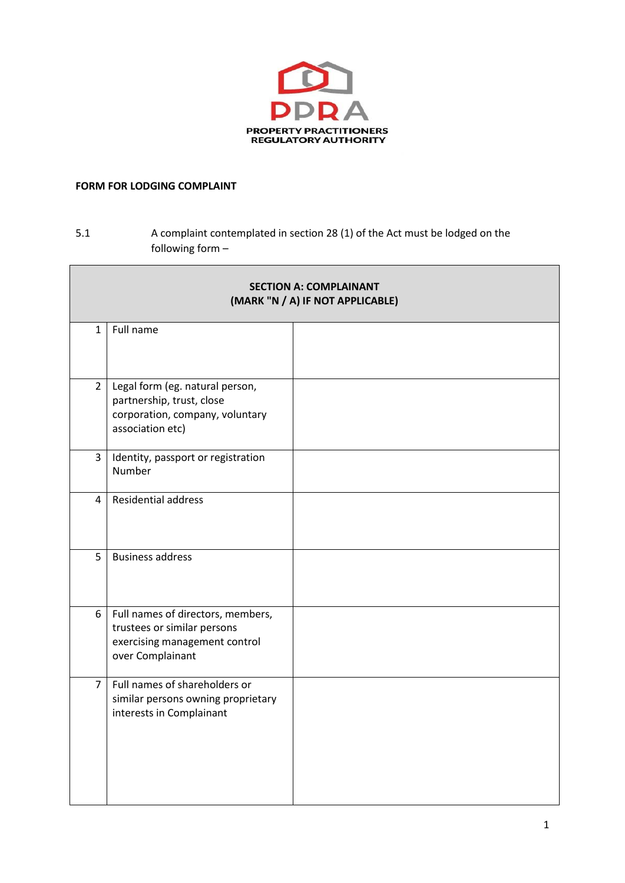PPRA

PROPERTY PRACTITIONERS REGULATORY AUTHORITY

**FORM FOR LODGING COMPLAINT**

5.1 A complaint contemplated in section 28 (1) of the Act must be lodged on the following form –

| **SECTION A: COMPLAINANT (MARK "N / A) IF NOT APPLICABLE)** | | |
|---|---|---|
| 1 | Full name | |
| 2 | Legal form (eg. natural person, partnership, trust, close corporation, company, voluntary association etc) | |
| 3 | Identity, passport or registration Number | |
| 4 | Residential address | |
| 5 | Business address | |
| 6 | Full names of directors, members, trustees or similar persons exercising management control over Complainant | |
| 7 | Full names of shareholders or similar persons owning proprietary interests in Complainant | |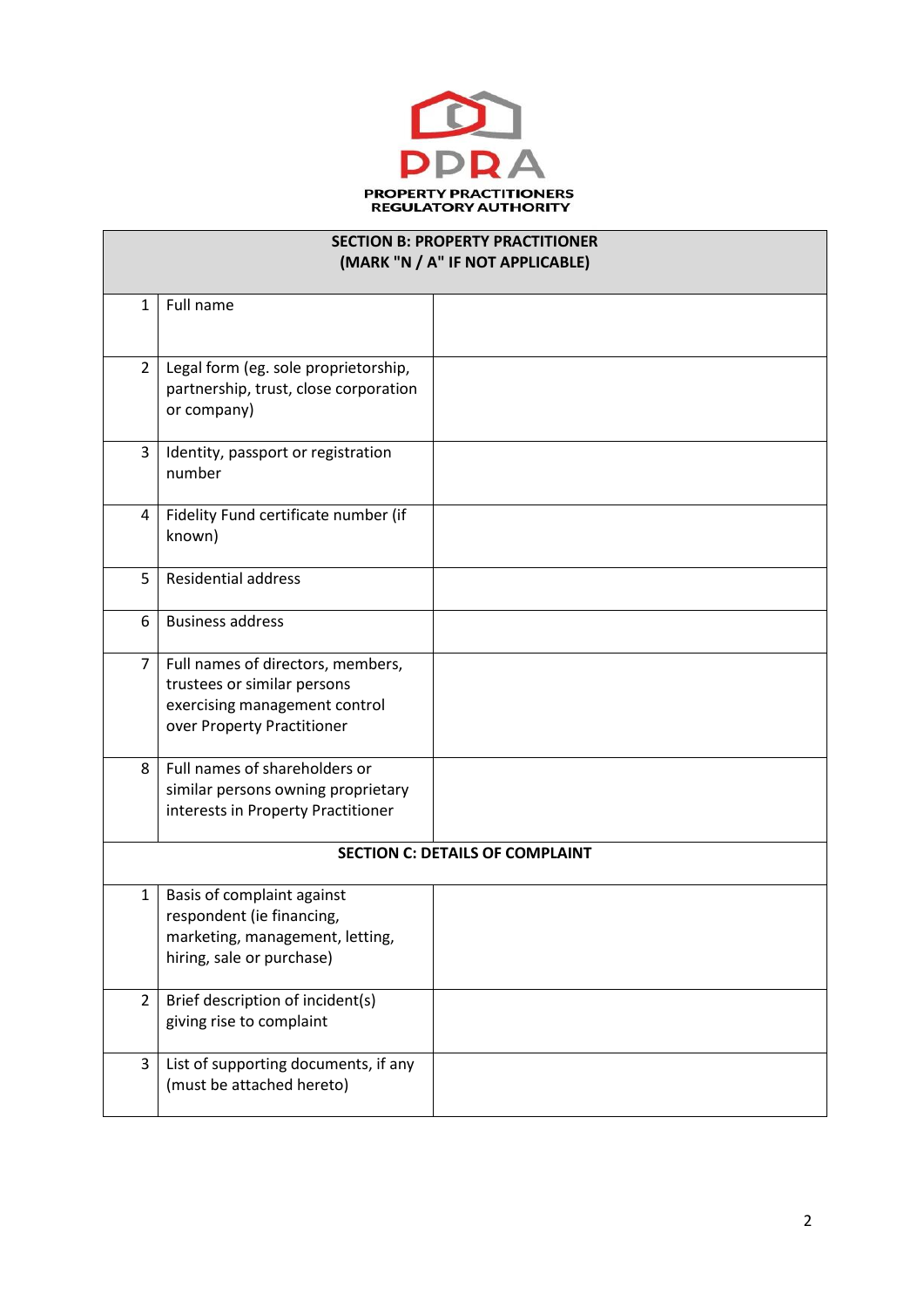PPRA

PROPERTY PRACTITIONERS REGULATORY AUTHORITY

| SECTION B: PROPERTY PRACTITIONER (MARK "N / A" IF NOT APPLICABLE) | | |
|---|---|---|
| 1 | Full name | |
| 2 | Legal form (eg. sole proprietorship, partnership, trust, close corporation or company) | |
| 3 | Identity, passport or registration number | |
| 4 | Fidelity Fund certificate number (if known) | |
| 5 | Residential address | |
| 6 | Business address | |
| 7 | Full names of directors, members, trustees or similar persons exercising management control over Property Practitioner | |
| 8 | Full names of shareholders or similar persons owning proprietary interests in Property Practitioner | |
| **SECTION C: DETAILS OF COMPLAINT** | | |
| 1 | Basis of complaint against respondent (ie financing, marketing, management, letting, hiring, sale or purchase) | |
| 2 | Brief description of incident(s) giving rise to complaint | |
| 3 | List of supporting documents, if any (must be attached hereto) | |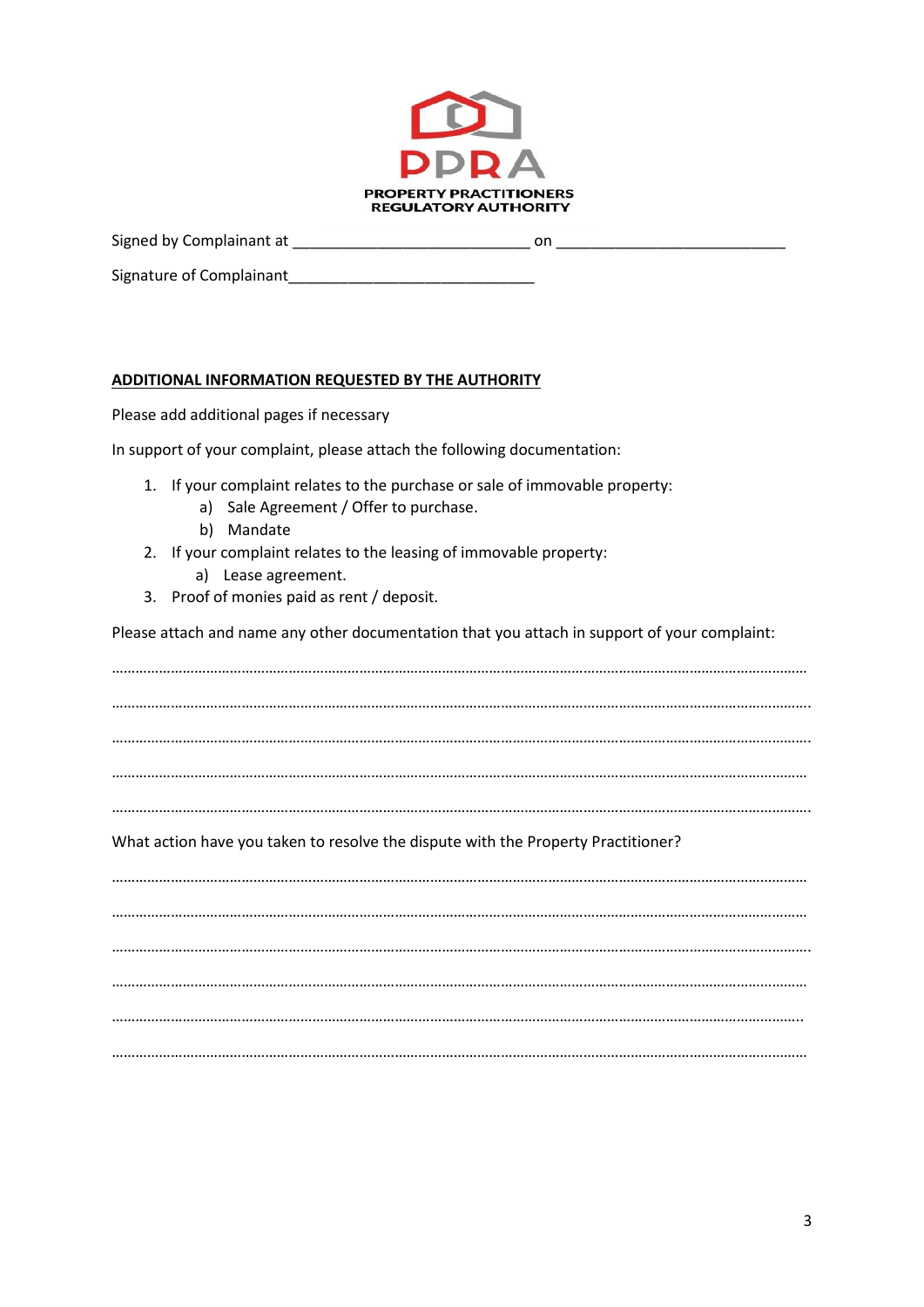PPRA

PROPERTY PRACTITIONERS REGULATORY AUTHORITY

Signed by Complainant at ____________________________ on ____________________________

Signature of Complainant______________________________

**ADDITIONAL INFORMATION REQUESTED BY THE AUTHORITY**

Please add additional pages if necessary

In support of your complaint, please attach the following documentation:

1. If your complaint relates to the purchase or sale of immovable property:
   a) Sale Agreement / Offer to purchase.
   b) Mandate
2. If your complaint relates to the leasing of immovable property:
   a) Lease agreement.
3. Proof of monies paid as rent / deposit.

Please attach and name any other documentation that you attach in support of your complaint:

……………………………………………………………………………………………………………………………………………………

……………………………………………………………………………………………………………………………………………………

……………………………………………………………………………………………………………………………………………………

……………………………………………………………………………………………………………………………………………………

……………………………………………………………………………………………………………………………………………………

What action have you taken to resolve the dispute with the Property Practitioner?

……………………………………………………………………………………………………………………………………………………

……………………………………………………………………………………………………………………………………………………

……………………………………………………………………………………………………………………………………………………

……………………………………………………………………………………………………………………………………………………

……………………………………………………………………………………………………………………………………………………

……………………………………………………………………………………………………………………………………………………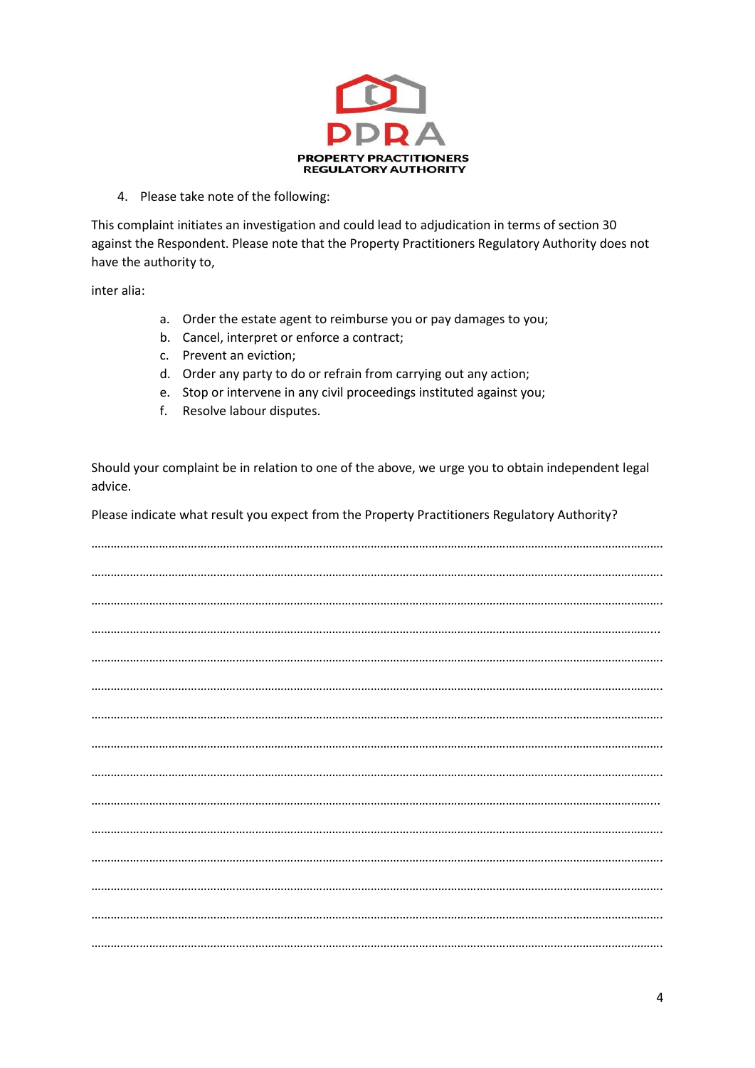4. Please take note of the following:

This complaint initiates an investigation and could lead to adjudication in terms of section 30 against the Respondent. Please note that the Property Practitioners Regulatory Authority does not have the authority to,

inter alia:

a. Order the estate agent to reimburse you or pay damages to you;
b. Cancel, interpret or enforce a contract;
c. Prevent an eviction;
d. Order any party to do or refrain from carrying out any action;
e. Stop or intervene in any civil proceedings instituted against you;
f. Resolve labour disputes.

Should your complaint be in relation to one of the above, we urge you to obtain independent legal advice.

Please indicate what result you expect from the Property Practitioners Regulatory Authority?

……………………………………………………………………………………………………………………………………………………

……………………………………………………………………………………………………………………………………………………

……………………………………………………………………………………………………………………………………………………

……………………………………………………………………………………………………………………………………………………

……………………………………………………………………………………………………………………………………………………

……………………………………………………………………………………………………………………………………………………

……………………………………………………………………………………………………………………………………………………

……………………………………………………………………………………………………………………………………………………

……………………………………………………………………………………………………………………………………………………

……………………………………………………………………………………………………………………………………………………

……………………………………………………………………………………………………………………………………………………

……………………………………………………………………………………………………………………………………………………

……………………………………………………………………………………………………………………………………………………

……………………………………………………………………………………………………………………………………………………

……………………………………………………………………………………………………………………………………………………